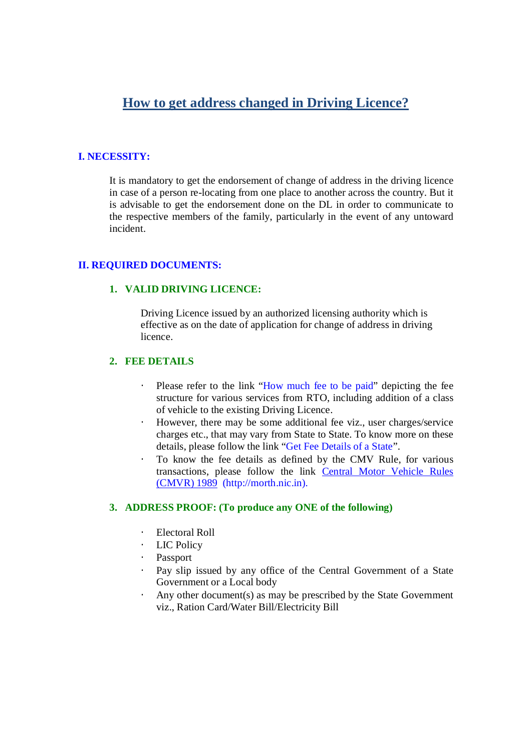# How to get address changed in Driving Licence?

## I. NECESSITY:

It is mandatory to get the endorsement of change of address in the driving licence in case of a person re-locating from one place to another across the country. But it is advisable to get the endorsement done on the DL in order to communicate to the respective members of the family, particularly in the event of any untoward incident.

## II. REQUIRED DOCUMENTS:

### 1. VALID DRIVING LICENCE:

Driving Licence issued by an authorized licensing authority which is effective as on the date of application for change of address in driving licence.

### 2. FEE DETAILS

- Please refer to the link "How much fee to be paid" depicting the fee structure for various services from RTO, including addition of a class of vehicle to the existing Driving Licence.
- However, there may be some additional fee viz., user charges/service charges etc., that may vary from State to State. To know more on these details, please follow the link "Get Fee Details of a State".
- To know the fee details as defined by the CMV Rule, for various transactions, please follow the link Central Motor Vehicle Rules (CMVR) 1989 (http://morth.nic.in).

### 3. ADDRESS PROOF: (To produce any ONE of the following)

- Electoral Roll
- LIC Policy
- Passport
- Pay slip issued by any office of the Central Government of a State Government or a Local body
- Any other document(s) as may be prescribed by the State Government viz., Ration Card/Water Bill/Electricity Bill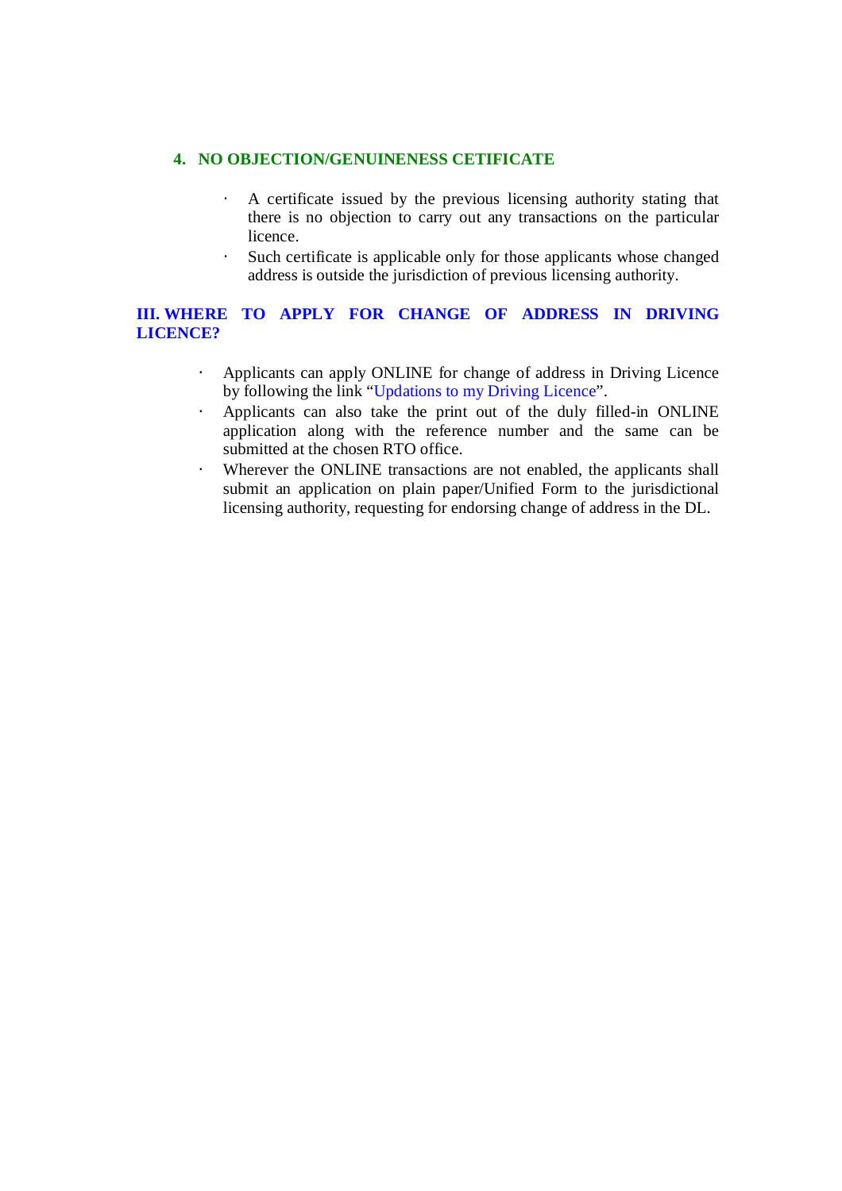### 4. NO OBJECTION/GENUINENESS CETIFICATE

- A certificate issued by the previous licensing authority stating that there is no objection to carry out any transactions on the particular licence.
- Such certificate is applicable only for those applicants whose changed address is outside the jurisdiction of previous licensing authority.

## III. WHERE TO APPLY FOR CHANGE OF ADDRESS IN DRIVING LICENCE?

- Applicants can apply ONLINE for change of address in Driving Licence by following the link "Updations to my Driving Licence".
- Applicants can also take the print out of the duly filled-in ONLINE application along with the reference number and the same can be submitted at the chosen RTO office.
- Wherever the ONLINE transactions are not enabled, the applicants shall submit an application on plain paper/Unified Form to the jurisdictional licensing authority, requesting for endorsing change of address in the DL.